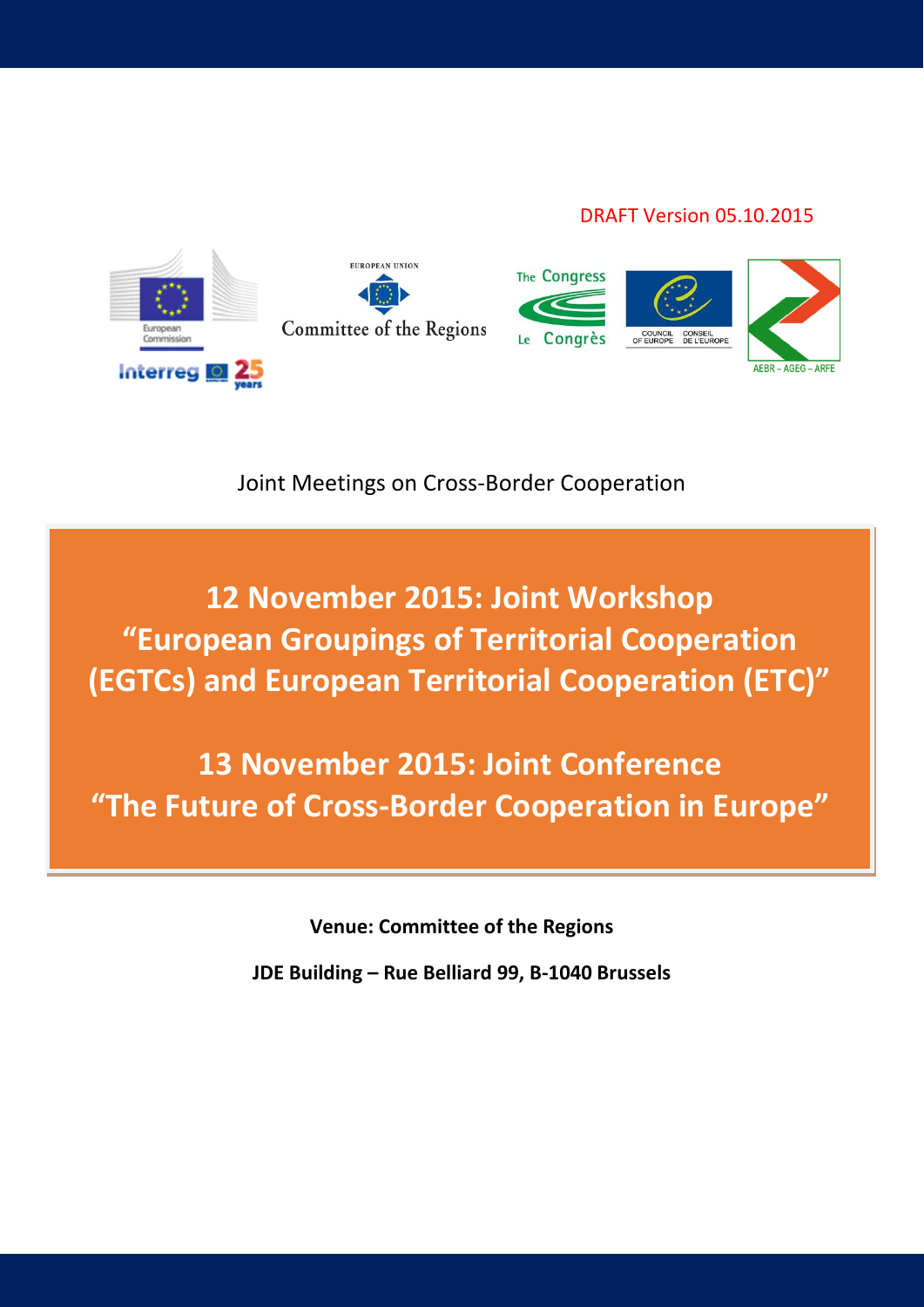DRAFT Version 05.10.2015

Joint Meetings on Cross-Border Cooperation

# 12 November 2015: Joint Workshop "European Groupings of Territorial Cooperation (EGTCs) and European Territorial Cooperation (ETC)"

# 13 November 2015: Joint Conference "The Future of Cross-Border Cooperation in Europe"

**Venue: Committee of the Regions**

**JDE Building – Rue Belliard 99, B-1040 Brussels**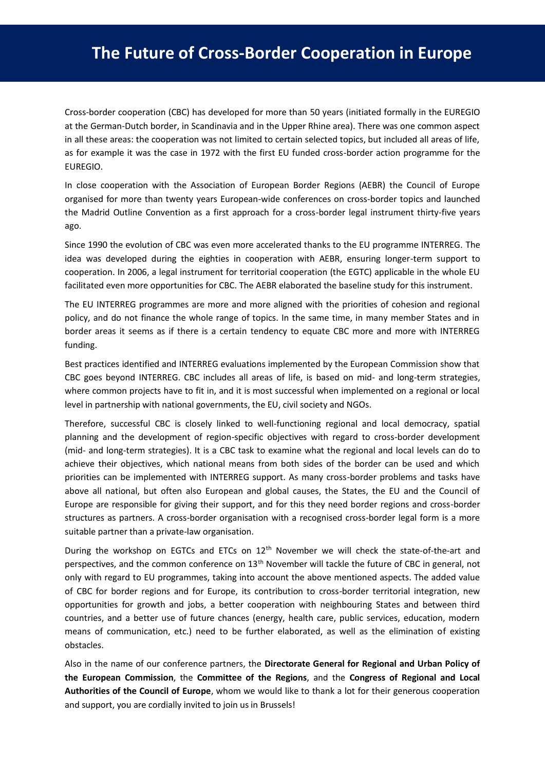# The Future of Cross-Border Cooperation in Europe

Cross-border cooperation (CBC) has developed for more than 50 years (initiated formally in the EUREGIO at the German-Dutch border, in Scandinavia and in the Upper Rhine area). There was one common aspect in all these areas: the cooperation was not limited to certain selected topics, but included all areas of life, as for example it was the case in 1972 with the first EU funded cross-border action programme for the EUREGIO.

In close cooperation with the Association of European Border Regions (AEBR) the Council of Europe organised for more than twenty years European-wide conferences on cross-border topics and launched the Madrid Outline Convention as a first approach for a cross-border legal instrument thirty-five years ago.

Since 1990 the evolution of CBC was even more accelerated thanks to the EU programme INTERREG. The idea was developed during the eighties in cooperation with AEBR, ensuring longer-term support to cooperation. In 2006, a legal instrument for territorial cooperation (the EGTC) applicable in the whole EU facilitated even more opportunities for CBC. The AEBR elaborated the baseline study for this instrument.

The EU INTERREG programmes are more and more aligned with the priorities of cohesion and regional policy, and do not finance the whole range of topics. In the same time, in many member States and in border areas it seems as if there is a certain tendency to equate CBC more and more with INTERREG funding.

Best practices identified and INTERREG evaluations implemented by the European Commission show that CBC goes beyond INTERREG. CBC includes all areas of life, is based on mid- and long-term strategies, where common projects have to fit in, and it is most successful when implemented on a regional or local level in partnership with national governments, the EU, civil society and NGOs.

Therefore, successful CBC is closely linked to well-functioning regional and local democracy, spatial planning and the development of region-specific objectives with regard to cross-border development (mid- and long-term strategies). It is a CBC task to examine what the regional and local levels can do to achieve their objectives, which national means from both sides of the border can be used and which priorities can be implemented with INTERREG support. As many cross-border problems and tasks have above all national, but often also European and global causes, the States, the EU and the Council of Europe are responsible for giving their support, and for this they need border regions and cross-border structures as partners. A cross-border organisation with a recognised cross-border legal form is a more suitable partner than a private-law organisation.

During the workshop on EGTCs and ETCs on 12th November we will check the state-of-the-art and perspectives, and the common conference on 13th November will tackle the future of CBC in general, not only with regard to EU programmes, taking into account the above mentioned aspects. The added value of CBC for border regions and for Europe, its contribution to cross-border territorial integration, new opportunities for growth and jobs, a better cooperation with neighbouring States and between third countries, and a better use of future chances (energy, health care, public services, education, modern means of communication, etc.) need to be further elaborated, as well as the elimination of existing obstacles.

Also in the name of our conference partners, the **Directorate General for Regional and Urban Policy of the European Commission**, the **Committee of the Regions**, and the **Congress of Regional and Local Authorities of the Council of Europe**, whom we would like to thank a lot for their generous cooperation and support, you are cordially invited to join us in Brussels!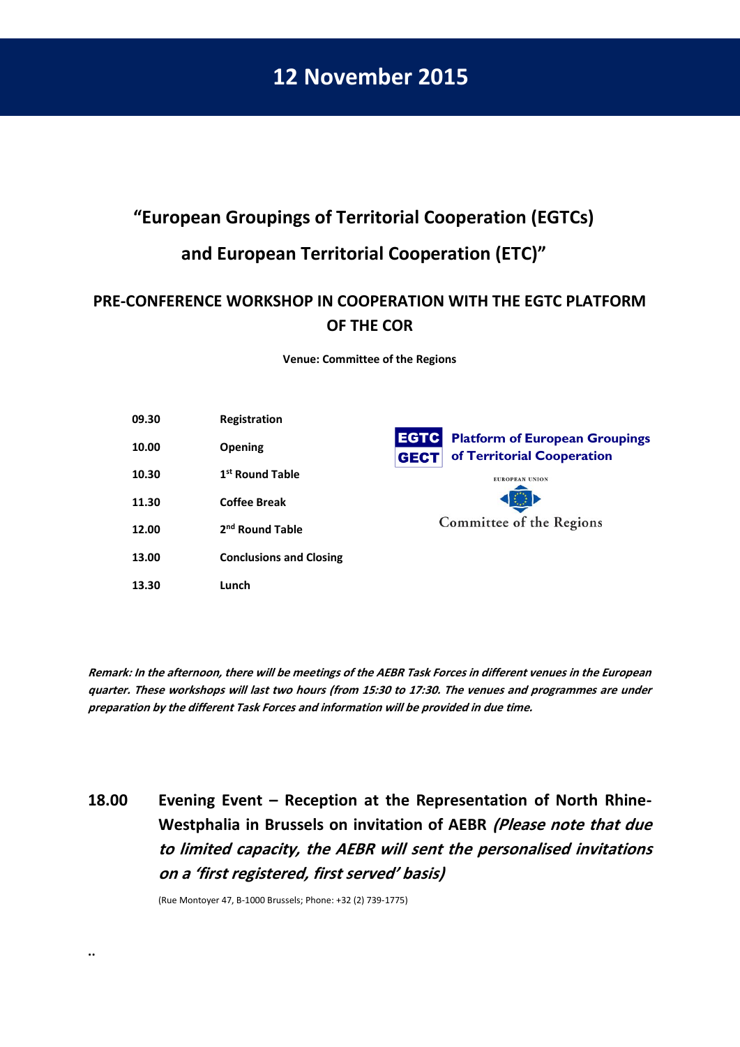# 12 November 2015

## "European Groupings of Territorial Cooperation (EGTCs) and European Territorial Cooperation (ETC)"

### PRE-CONFERENCE WORKSHOP IN COOPERATION WITH THE EGTC PLATFORM OF THE COR

**Venue: Committee of the Regions**

| | |
|---|---|
| **09.30** | **Registration** |
| **10.00** | **Opening** |
| **10.30** | **1st Round Table** |
| **11.30** | **Coffee Break** |
| **12.00** | **2nd Round Table** |
| **13.00** | **Conclusions and Closing** |
| **13.30** | **Lunch** |

EGTC GECT Platform of European Groupings of Territorial Cooperation

EUROPEAN UNION Committee of the Regions

***Remark: In the afternoon, there will be meetings of the AEBR Task Forces in different venues in the European quarter. These workshops will last two hours (from 15:30 to 17:30. The venues and programmes are under preparation by the different Task Forces and information will be provided in due time.***

**18.00 Evening Event – Reception at the Representation of North Rhine-Westphalia in Brussels on invitation of AEBR** ***(Please note that due to limited capacity, the AEBR will sent the personalised invitations on a 'first registered, first served' basis)***

(Rue Montoyer 47, B-1000 Brussels; Phone: +32 (2) 739-1775)

..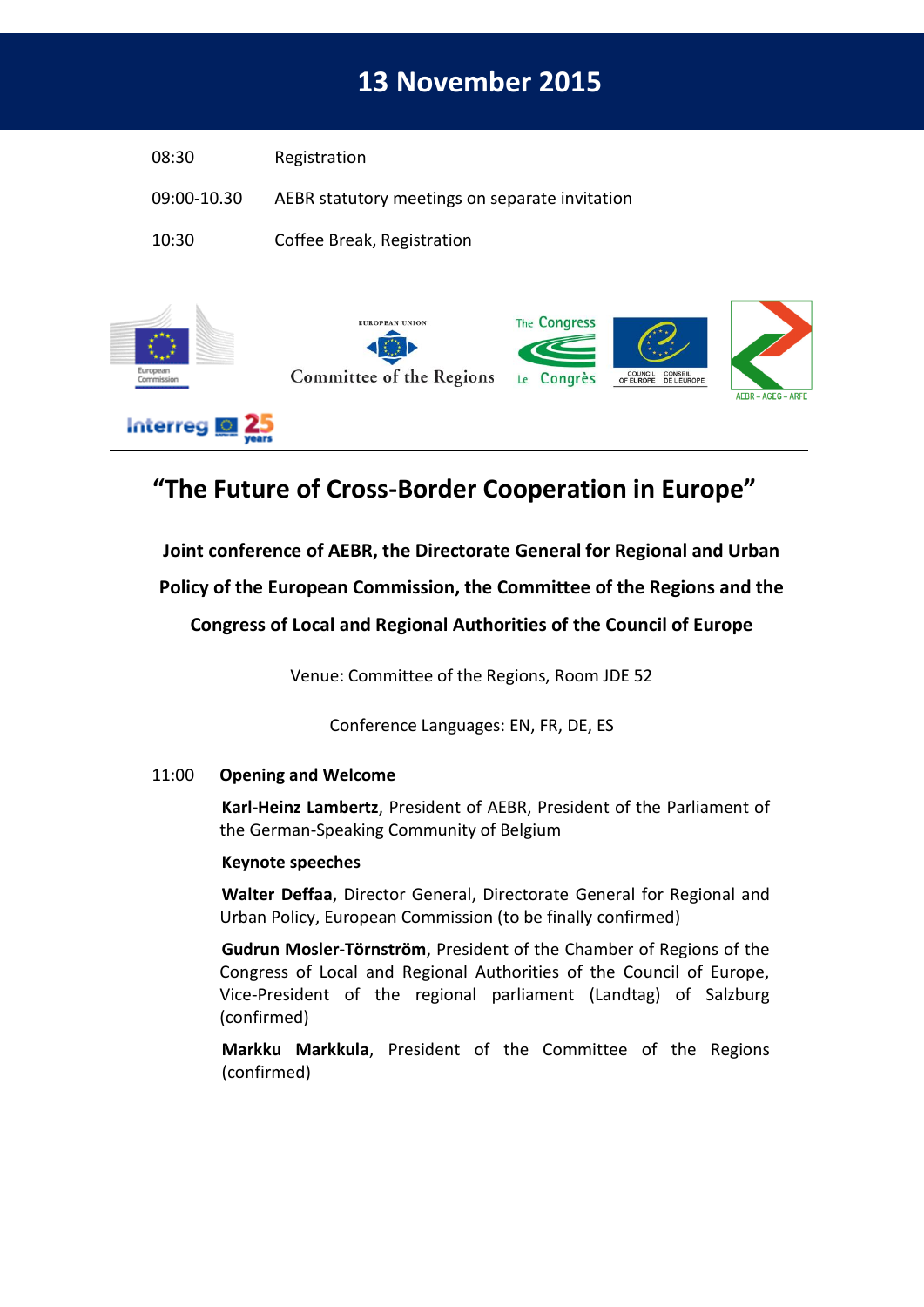# 13 November 2015

| | |
|---|---|
| 08:30 | Registration |
| 09:00-10.30 | AEBR statutory meetings on separate invitation |
| 10:30 | Coffee Break, Registration |

## "The Future of Cross-Border Cooperation in Europe"

**Joint conference of AEBR, the Directorate General for Regional and Urban Policy of the European Commission, the Committee of the Regions and the Congress of Local and Regional Authorities of the Council of Europe**

Venue: Committee of the Regions, Room JDE 52

Conference Languages: EN, FR, DE, ES

11:00 **Opening and Welcome**

**Karl-Heinz Lambertz**, President of AEBR, President of the Parliament of the German-Speaking Community of Belgium

**Keynote speeches**

**Walter Deffaa**, Director General, Directorate General for Regional and Urban Policy, European Commission (to be finally confirmed)

**Gudrun Mosler-Törnström**, President of the Chamber of Regions of the Congress of Local and Regional Authorities of the Council of Europe, Vice-President of the regional parliament (Landtag) of Salzburg (confirmed)

**Markku Markkula**, President of the Committee of the Regions (confirmed)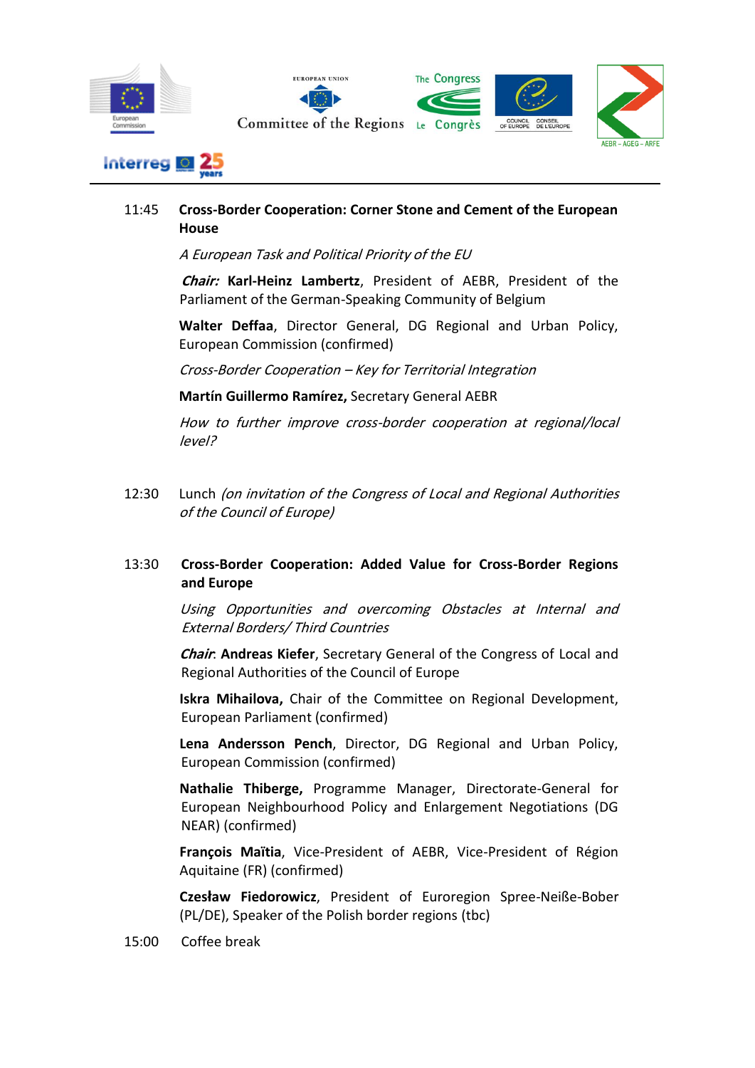11:45 **Cross-Border Cooperation: Corner Stone and Cement of the European House**

*A European Task and Political Priority of the EU*

***Chair:*** **Karl-Heinz Lambertz**, President of AEBR, President of the Parliament of the German-Speaking Community of Belgium

**Walter Deffaa**, Director General, DG Regional and Urban Policy, European Commission (confirmed)

*Cross-Border Cooperation – Key for Territorial Integration*

**Martín Guillermo Ramírez,** Secretary General AEBR

*How to further improve cross-border cooperation at regional/local level?*

12:30 Lunch *(on invitation of the Congress of Local and Regional Authorities of the Council of Europe)*

13:30 **Cross-Border Cooperation: Added Value for Cross-Border Regions and Europe**

*Using Opportunities and overcoming Obstacles at Internal and External Borders/ Third Countries*

***Chair***: **Andreas Kiefer**, Secretary General of the Congress of Local and Regional Authorities of the Council of Europe

**Iskra Mihailova,** Chair of the Committee on Regional Development, European Parliament (confirmed)

**Lena Andersson Pench**, Director, DG Regional and Urban Policy, European Commission (confirmed)

**Nathalie Thiberge,** Programme Manager, Directorate-General for European Neighbourhood Policy and Enlargement Negotiations (DG NEAR) (confirmed)

**François Maïtia**, Vice-President of AEBR, Vice-President of Région Aquitaine (FR) (confirmed)

**Czesław Fiedorowicz**, President of Euroregion Spree-Neiße-Bober (PL/DE), Speaker of the Polish border regions (tbc)

15:00 Coffee break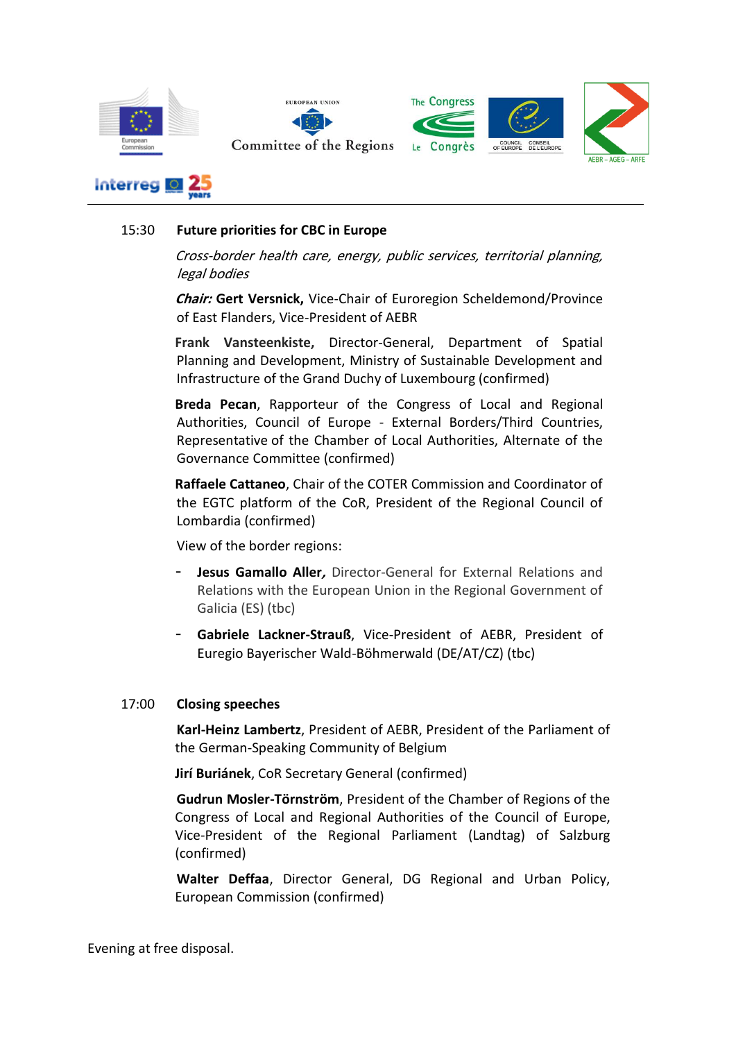**15:30 Future priorities for CBC in Europe**

*Cross-border health care, energy, public services, territorial planning, legal bodies*

***Chair:*** **Gert Versnick,** Vice-Chair of Euroregion Scheldemond/Province of East Flanders, Vice-President of AEBR

**Frank Vansteenkiste,** Director-General, Department of Spatial Planning and Development, Ministry of Sustainable Development and Infrastructure of the Grand Duchy of Luxembourg (confirmed)

**Breda Pecan**, Rapporteur of the Congress of Local and Regional Authorities, Council of Europe - External Borders/Third Countries, Representative of the Chamber of Local Authorities, Alternate of the Governance Committee (confirmed)

**Raffaele Cattaneo**, Chair of the COTER Commission and Coordinator of the EGTC platform of the CoR, President of the Regional Council of Lombardia (confirmed)

View of the border regions:

- **Jesus Gamallo Aller***,* Director-General for External Relations and Relations with the European Union in the Regional Government of Galicia (ES) (tbc)
- **Gabriele Lackner-Strauß**, Vice-President of AEBR, President of Euregio Bayerischer Wald-Böhmerwald (DE/AT/CZ) (tbc)

**17:00 Closing speeches**

**Karl-Heinz Lambertz**, President of AEBR, President of the Parliament of the German-Speaking Community of Belgium

**Jirí Buriánek**, CoR Secretary General (confirmed)

**Gudrun Mosler-Törnström**, President of the Chamber of Regions of the Congress of Local and Regional Authorities of the Council of Europe, Vice-President of the Regional Parliament (Landtag) of Salzburg (confirmed)

**Walter Deffaa**, Director General, DG Regional and Urban Policy, European Commission (confirmed)

Evening at free disposal.